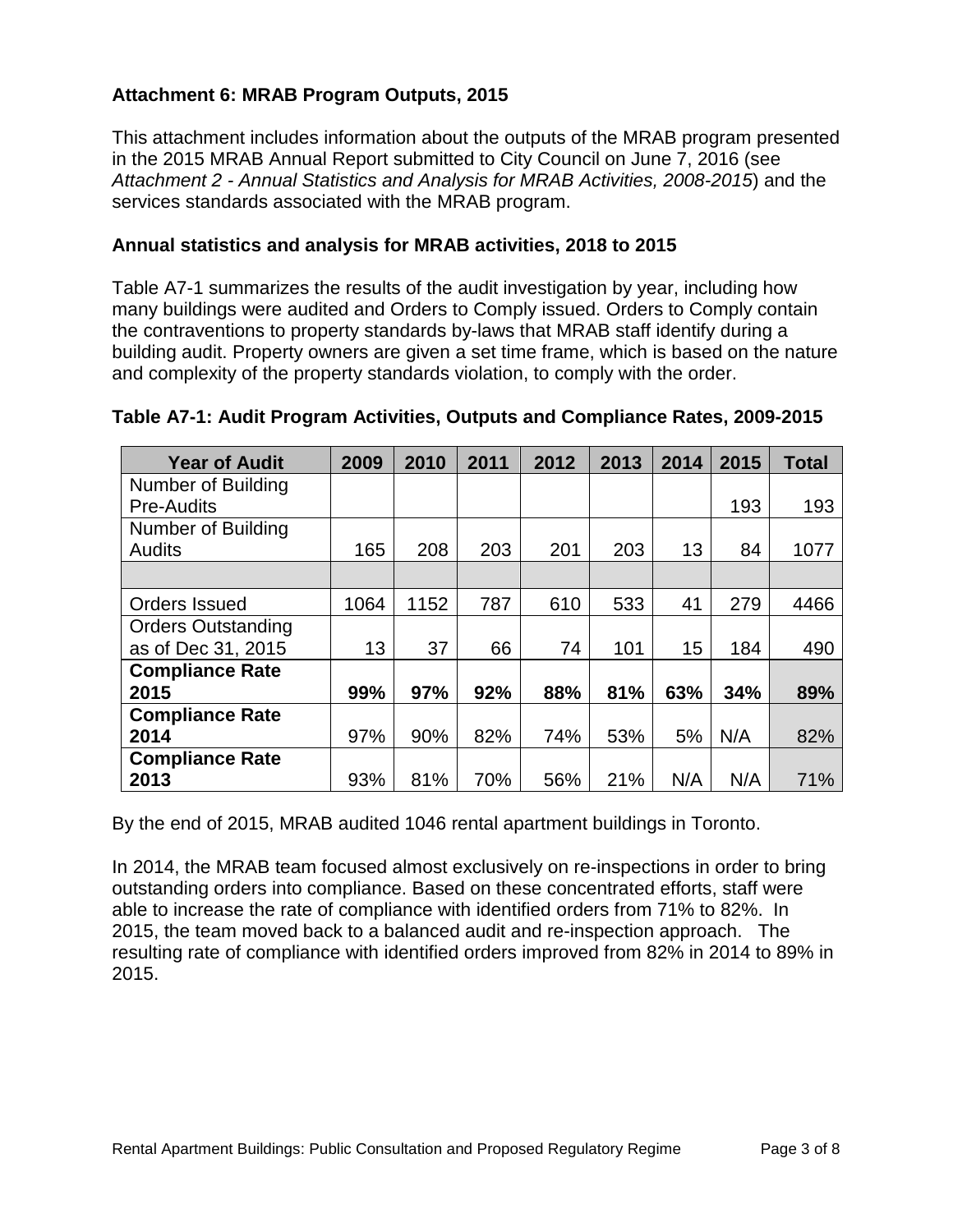### Attachment 6: MRAB Program Outputs, 2015

This attachment includes information about the outputs of the MRAB program presented in the 2015 MRAB Annual Report submitted to City Council on June 7, 2016 (see *Attachment 2 - Annual Statistics and Analysis for MRAB Activities, 2008-2015*) and the services standards associated with the MRAB program.

### Annual statistics and analysis for MRAB activities, 2018 to 2015

Table A7-1 summarizes the results of the audit investigation by year, including how many buildings were audited and Orders to Comply issued. Orders to Comply contain the contraventions to property standards by-laws that MRAB staff identify during a building audit. Property owners are given a set time frame, which is based on the nature and complexity of the property standards violation, to comply with the order.

**Table A7-1: Audit Program Activities, Outputs and Compliance Rates, 2009-2015**

| Year of Audit | 2009 | 2010 | 2011 | 2012 | 2013 | 2014 | 2015 | Total |
|---|---|---|---|---|---|---|---|---|
| Number of Building Pre-Audits | | | | | | | 193 | 193 |
| Number of Building Audits | 165 | 208 | 203 | 201 | 203 | 13 | 84 | 1077 |
| | | | | | | | | |
| Orders Issued | 1064 | 1152 | 787 | 610 | 533 | 41 | 279 | 4466 |
| Orders Outstanding as of Dec 31, 2015 | 13 | 37 | 66 | 74 | 101 | 15 | 184 | 490 |
| **Compliance Rate 2015** | **99%** | **97%** | **92%** | **88%** | **81%** | **63%** | **34%** | **89%** |
| **Compliance Rate 2014** | 97% | 90% | 82% | 74% | 53% | 5% | N/A | 82% |
| **Compliance Rate 2013** | 93% | 81% | 70% | 56% | 21% | N/A | N/A | 71% |

By the end of 2015, MRAB audited 1046 rental apartment buildings in Toronto.

In 2014, the MRAB team focused almost exclusively on re-inspections in order to bring outstanding orders into compliance. Based on these concentrated efforts, staff were able to increase the rate of compliance with identified orders from 71% to 82%. In 2015, the team moved back to a balanced audit and re-inspection approach. The resulting rate of compliance with identified orders improved from 82% in 2014 to 89% in 2015.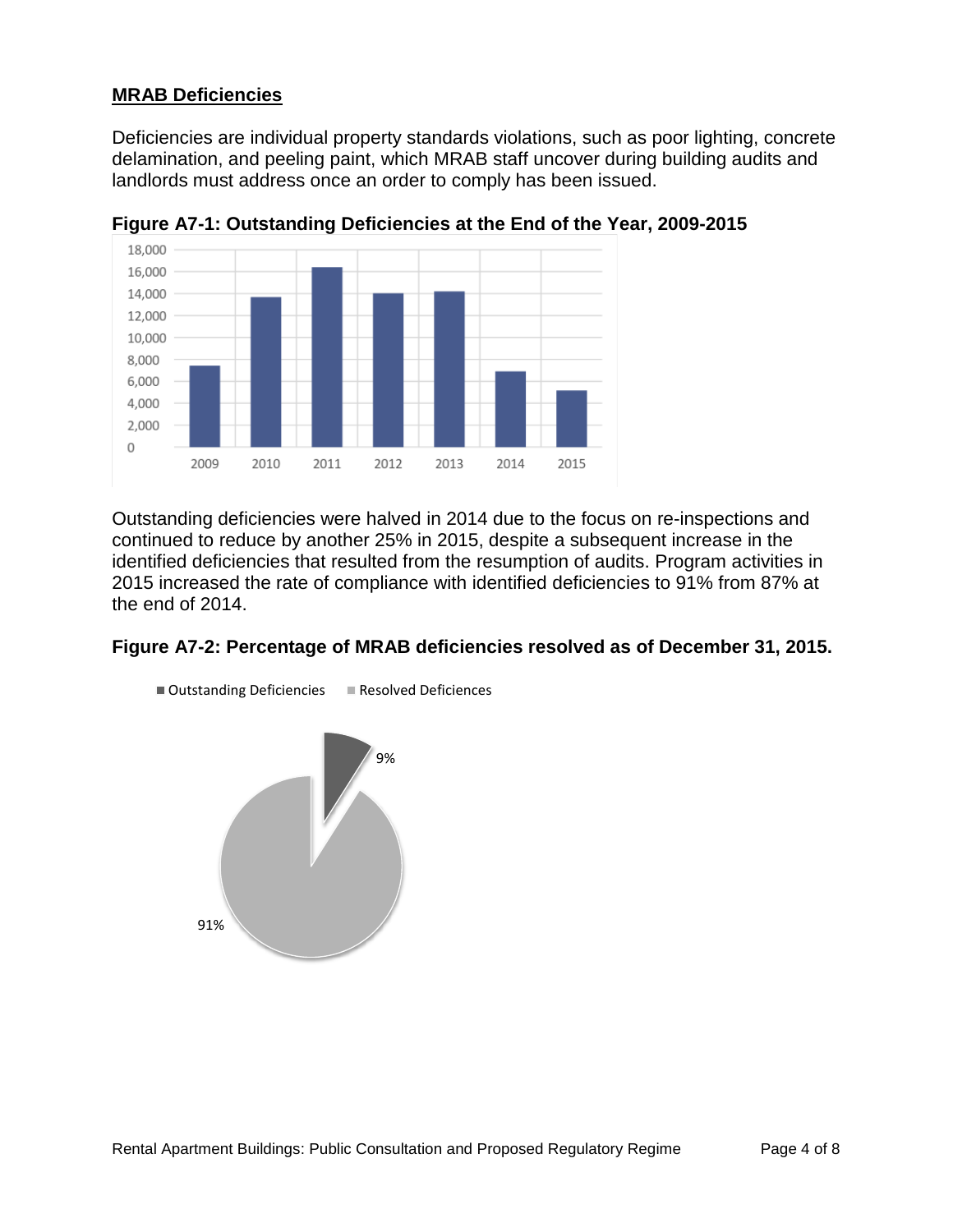## MRAB Deficiencies

Deficiencies are individual property standards violations, such as poor lighting, concrete delamination, and peeling paint, which MRAB staff uncover during building audits and landlords must address once an order to comply has been issued.

**Figure A7-1: Outstanding Deficiencies at the End of the Year, 2009-2015**

Outstanding deficiencies were halved in 2014 due to the focus on re-inspections and continued to reduce by another 25% in 2015, despite a subsequent increase in the identified deficiencies that resulted from the resumption of audits. Program activities in 2015 increased the rate of compliance with identified deficiencies to 91% from 87% at the end of 2014.

**Figure A7-2: Percentage of MRAB deficiencies resolved as of December 31, 2015.**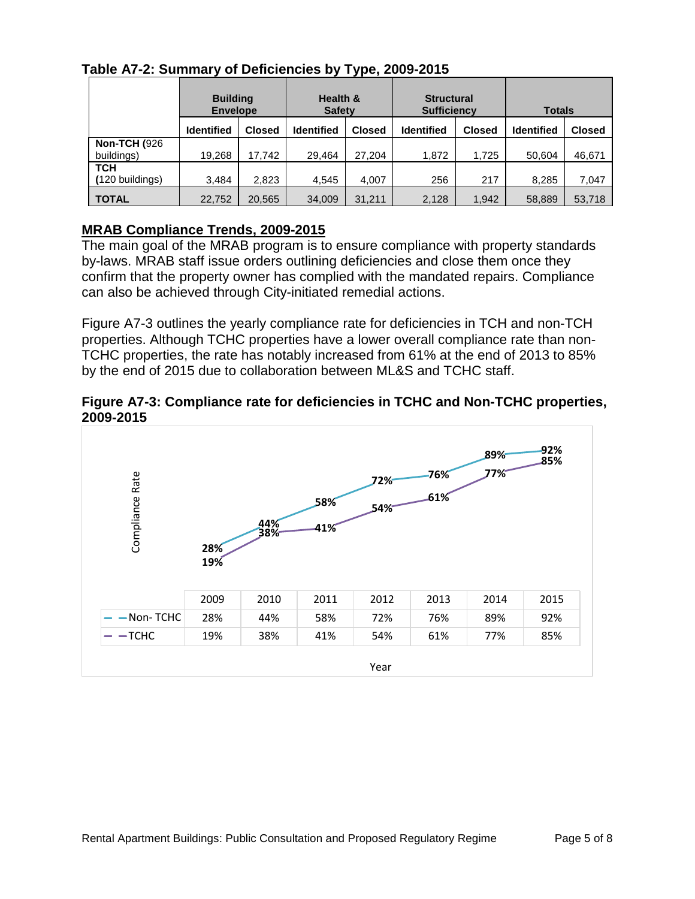**Table A7-2: Summary of Deficiencies by Type, 2009-2015**

| | Building Envelope | | Health & Safety | | Structural Sufficiency | | Totals | |
|---|---|---|---|---|---|---|---|---|
| | Identified | Closed | Identified | Closed | Identified | Closed | Identified | Closed |
| **Non-TCH (**926 buildings) | 19,268 | 17,742 | 29,464 | 27,204 | 1,872 | 1,725 | 50,604 | 46,671 |
| **TCH** (120 buildings) | 3,484 | 2,823 | 4,545 | 4,007 | 256 | 217 | 8,285 | 7,047 |
| **TOTAL** | 22,752 | 20,565 | 34,009 | 31,211 | 2,128 | 1,942 | 58,889 | 53,718 |

## MRAB Compliance Trends, 2009-2015

The main goal of the MRAB program is to ensure compliance with property standards by-laws. MRAB staff issue orders outlining deficiencies and close them once they confirm that the property owner has complied with the mandated repairs. Compliance can also be achieved through City-initiated remedial actions.

Figure A7-3 outlines the yearly compliance rate for deficiencies in TCH and non-TCH properties. Although TCHC properties have a lower overall compliance rate than non-TCHC properties, the rate has notably increased from 61% at the end of 2013 to 85% by the end of 2015 due to collaboration between ML&S and TCHC staff.

**Figure A7-3: Compliance rate for deficiencies in TCHC and Non-TCHC properties, 2009-2015**

| | 2009 | 2010 | 2011 | 2012 | 2013 | 2014 | 2015 |
|---|---|---|---|---|---|---|---|
| Non- TCHC | 28% | 44% | 58% | 72% | 76% | 89% | 92% |
| TCHC | 19% | 38% | 41% | 54% | 61% | 77% | 85% |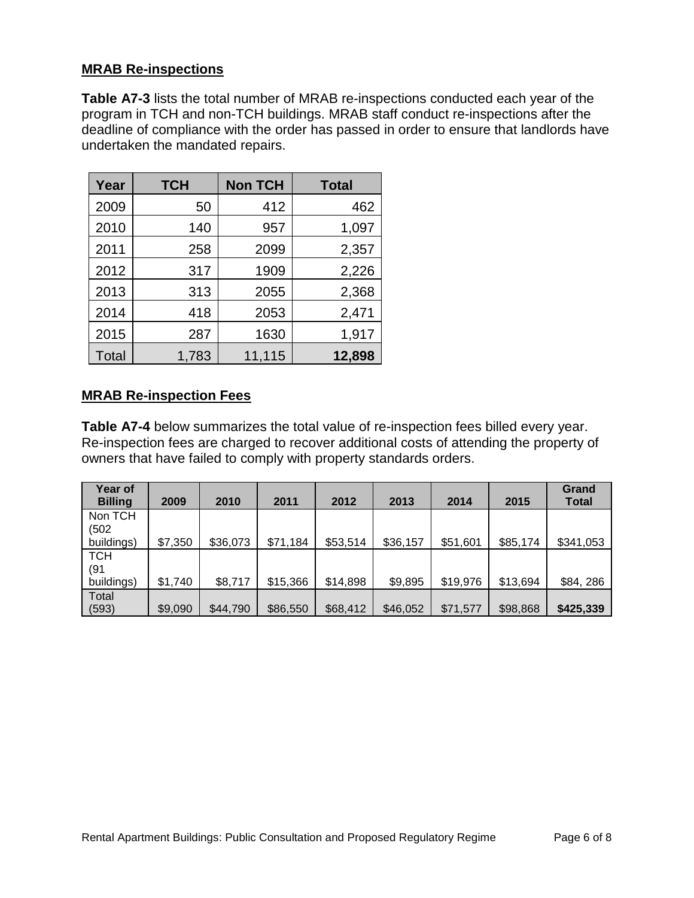## MRAB Re-inspections

**Table A7-3** lists the total number of MRAB re-inspections conducted each year of the program in TCH and non-TCH buildings. MRAB staff conduct re-inspections after the deadline of compliance with the order has passed in order to ensure that landlords have undertaken the mandated repairs.

| Year | TCH | Non TCH | Total |
|---|---|---|---|
| 2009 | 50 | 412 | 462 |
| 2010 | 140 | 957 | 1,097 |
| 2011 | 258 | 2099 | 2,357 |
| 2012 | 317 | 1909 | 2,226 |
| 2013 | 313 | 2055 | 2,368 |
| 2014 | 418 | 2053 | 2,471 |
| 2015 | 287 | 1630 | 1,917 |
| Total | 1,783 | 11,115 | **12,898** |

## MRAB Re-inspection Fees

**Table A7-4** below summarizes the total value of re-inspection fees billed every year. Re-inspection fees are charged to recover additional costs of attending the property of owners that have failed to comply with property standards orders.

| Year of Billing | 2009 | 2010 | 2011 | 2012 | 2013 | 2014 | 2015 | Grand Total |
|---|---|---|---|---|---|---|---|---|
| Non TCH (502 buildings) | $7,350 | $36,073 | $71,184 | $53,514 | $36,157 | $51,601 | $85,174 | $341,053 |
| TCH (91 buildings) | $1,740 | $8,717 | $15,366 | $14,898 | $9,895 | $19,976 | $13,694 | $84, 286 |
| Total (593) | $9,090 | $44,790 | $86,550 | $68,412 | $46,052 | $71,577 | $98,868 | **$425,339** |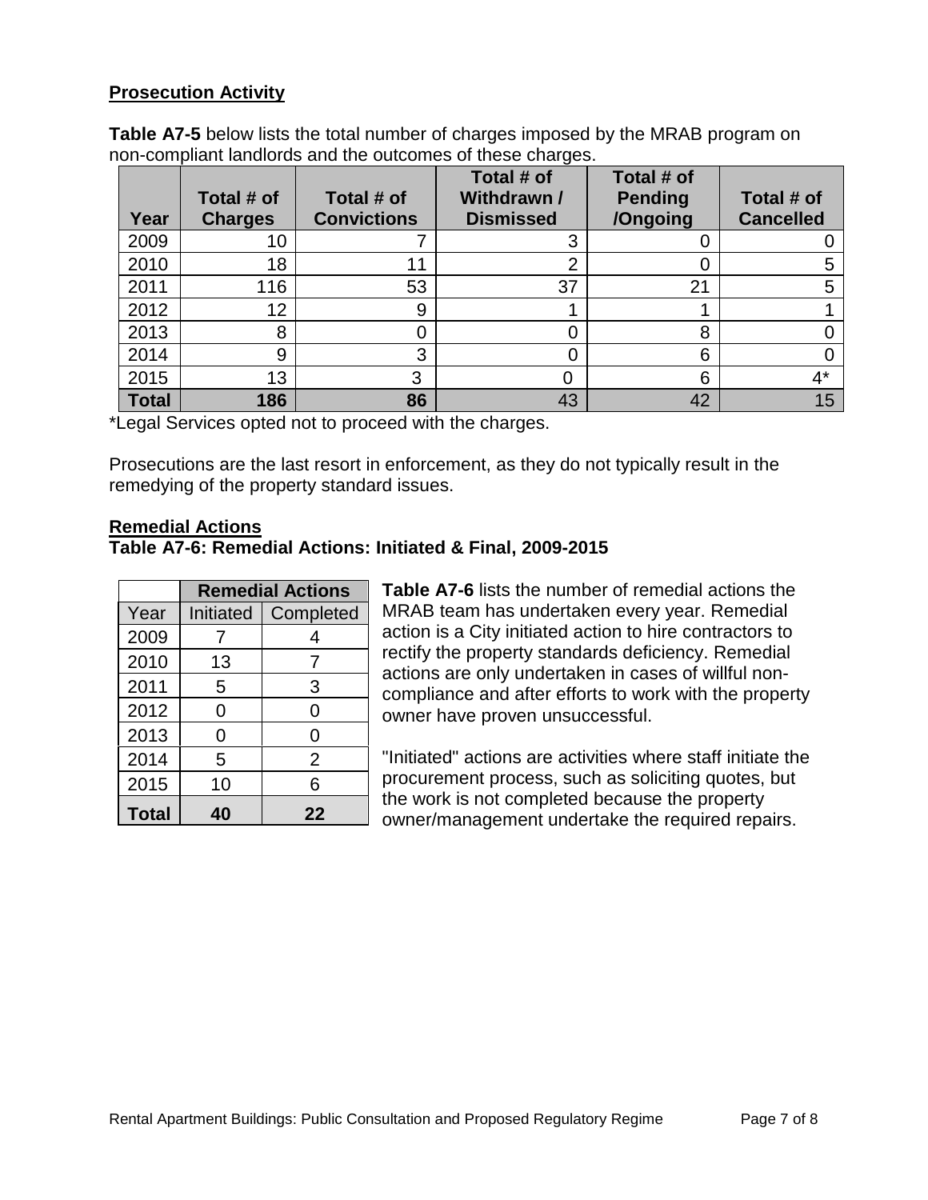**Prosecution Activity**

**Table A7-5** below lists the total number of charges imposed by the MRAB program on non-compliant landlords and the outcomes of these charges.

| Year | Total # of Charges | Total # of Convictions | Total # of Withdrawn / Dismissed | Total # of Pending /Ongoing | Total # of Cancelled |
|---|---|---|---|---|---|
| 2009 | 10 | 7 | 3 | 0 | 0 |
| 2010 | 18 | 11 | 2 | 0 | 5 |
| 2011 | 116 | 53 | 37 | 21 | 5 |
| 2012 | 12 | 9 | 1 | 1 | 1 |
| 2013 | 8 | 0 | 0 | 8 | 0 |
| 2014 | 9 | 3 | 0 | 6 | 0 |
| 2015 | 13 | 3 | 0 | 6 | 4* |
| **Total** | **186** | **86** | 43 | 42 | 15 |

*Legal Services opted not to proceed with the charges.

Prosecutions are the last resort in enforcement, as they do not typically result in the remedying of the property standard issues.

**Remedial Actions**

**Table A7-6: Remedial Actions: Initiated & Final, 2009-2015**

| | **Remedial Actions** | |
|---|---|---|
| Year | Initiated | Completed |
| 2009 | 7 | 4 |
| 2010 | 13 | 7 |
| 2011 | 5 | 3 |
| 2012 | 0 | 0 |
| 2013 | 0 | 0 |
| 2014 | 5 | 2 |
| 2015 | 10 | 6 |
| **Total** | **40** | **22** |

**Table A7-6** lists the number of remedial actions the MRAB team has undertaken every year. Remedial action is a City initiated action to hire contractors to rectify the property standards deficiency. Remedial actions are only undertaken in cases of willful non-compliance and after efforts to work with the property owner have proven unsuccessful.

"Initiated" actions are activities where staff initiate the procurement process, such as soliciting quotes, but the work is not completed because the property owner/management undertake the required repairs.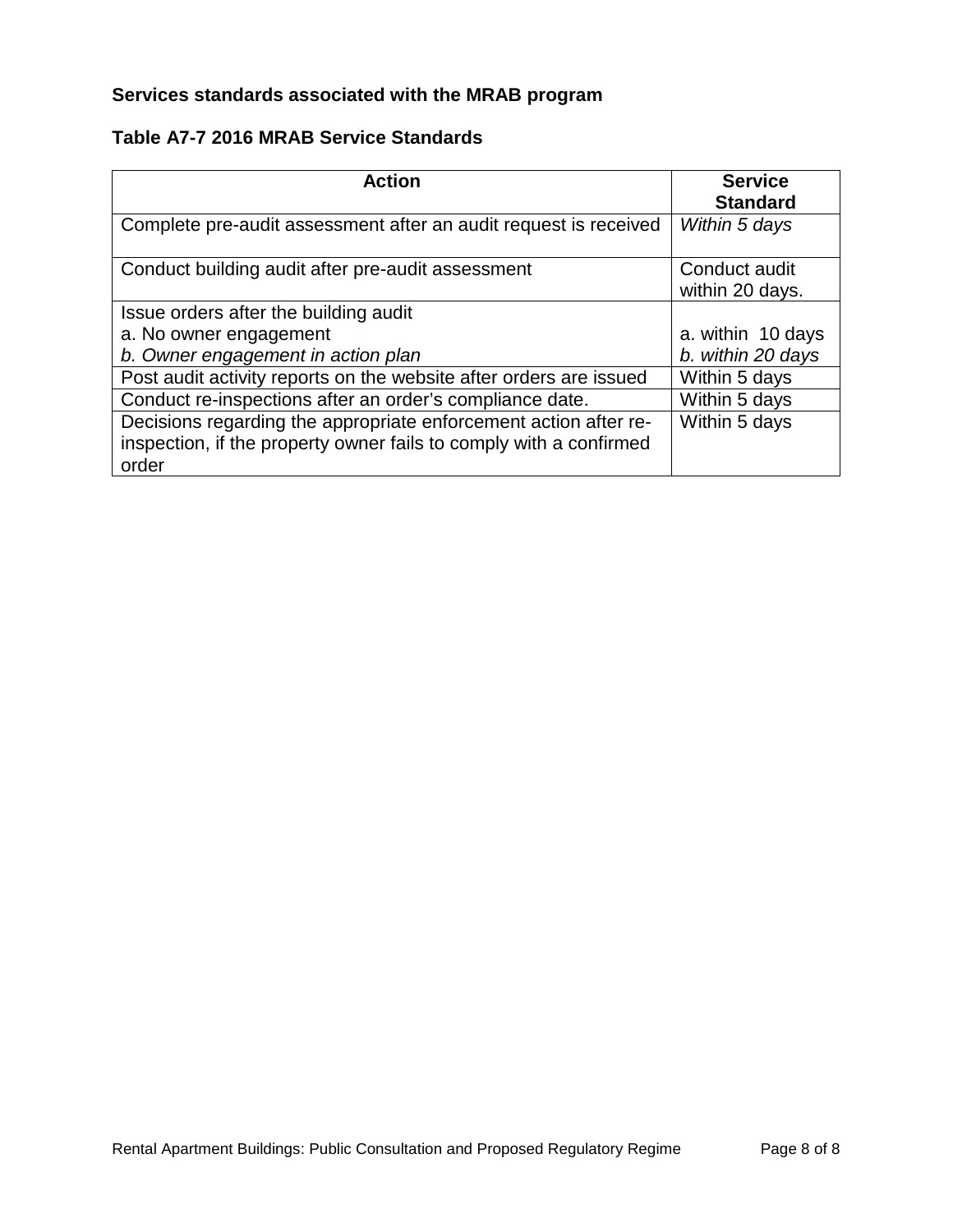**Services standards associated with the MRAB program**

**Table A7-7 2016 MRAB Service Standards**

| Action | Service Standard |
| --- | --- |
| Complete pre-audit assessment after an audit request is received | *Within 5 days* |
| Conduct building audit after pre-audit assessment | Conduct audit within 20 days. |
| Issue orders after the building audit<br>a. No owner engagement<br>*b. Owner engagement in action plan* | <br>a. within 10 days<br>*b. within 20 days* |
| Post audit activity reports on the website after orders are issued | Within 5 days |
| Conduct re-inspections after an order's compliance date. | Within 5 days |
| Decisions regarding the appropriate enforcement action after re-inspection, if the property owner fails to comply with a confirmed order | Within 5 days |